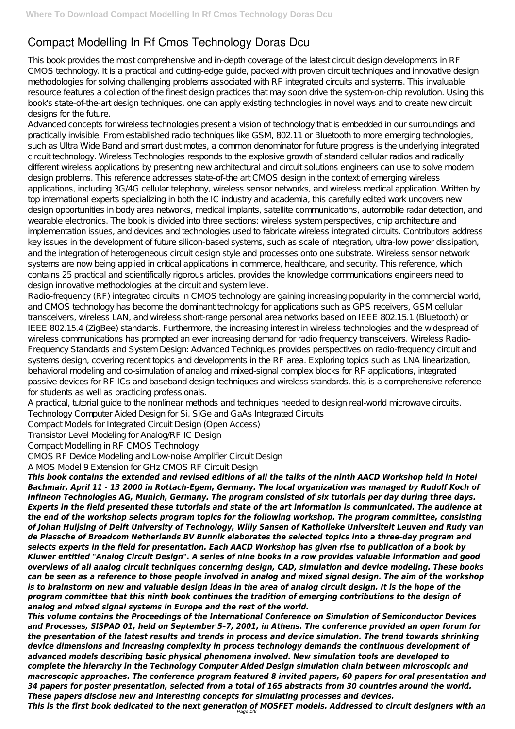# Compact Modelling In Rf Cmos Technology Doras Dcu

This book provides the most comprehensive and in-depth coverage of the latest circuit design developments in RF CMOS technology. It is a practical and cutting-edge guide, packed with proven circuit techniques and innovative design methodologies for solving challenging problems associated with RF integrated circuits and systems. This invaluable resource features a collection of the finest design practices that may soon drive the system-on-chip revolution. Using this book's state-of-the-art design techniques, one can apply existing technologies in novel ways and to create new circuit designs for the future.

Advanced concepts for wireless technologies present a vision of technology that is embedded in our surroundings and practically invisible. From established radio techniques like GSM, 802.11 or Bluetooth to more emerging technologies, such as Ultra Wide Band and smart dust motes, a common denominator for future progress is the underlying integrated circuit technology. Wireless Technologies responds to the explosive growth of standard cellular radios and radically different wireless applications by presenting new architectural and circuit solutions engineers can use to solve modern design problems. This reference addresses state-of-the art CMOS design in the context of emerging wireless applications, including 3G/4G cellular telephony, wireless sensor networks, and wireless medical application. Written by top international experts specializing in both the IC industry and academia, this carefully edited work uncovers new design opportunities in body area networks, medical implants, satellite communications, automobile radar detection, and wearable electronics. The book is divided into three sections: wireless system perspectives, chip architecture and implementation issues, and devices and technologies used to fabricate wireless integrated circuits. Contributors address key issues in the development of future silicon-based systems, such as scale of integration, ultra-low power dissipation, and the integration of heterogeneous circuit design style and processes onto one substrate. Wireless sensor network systems are now being applied in critical applications in commerce, healthcare, and security. This reference, which contains 25 practical and scientifically rigorous articles, provides the knowledge communications engineers need to design innovative methodologies at the circuit and system level.

Radio-frequency (RF) integrated circuits in CMOS technology are gaining increasing popularity in the commercial world, and CMOS technology has become the dominant technology for applications such as GPS receivers, GSM cellular transceivers, wireless LAN, and wireless short-range personal area networks based on IEEE 802.15.1 (Bluetooth) or IEEE 802.15.4 (ZigBee) standards. Furthermore, the increasing interest in wireless technologies and the widespread of wireless communications has prompted an ever increasing demand for radio frequency transceivers. Wireless Radio-Frequency Standards and System Design: Advanced Techniques provides perspectives on radio-frequency circuit and systems design, covering recent topics and developments in the RF area. Exploring topics such as LNA linearization, behavioral modeling and co-simulation of analog and mixed-signal complex blocks for RF applications, integrated passive devices for RF-ICs and baseband design techniques and wireless standards, this is a comprehensive reference for students as well as practicing professionals.

A practical, tutorial guide to the nonlinear methods and techniques needed to design real-world microwave circuits.

Technology Computer Aided Design for Si, SiGe and GaAs Integrated Circuits

Compact Models for Integrated Circuit Design (Open Access)

Transistor Level Modeling for Analog/RF IC Design

Compact Modelling in RF CMOS Technology

CMOS RF Device Modeling and Low-noise Amplifier Circuit Design

A MOS Model 9 Extension for GHz CMOS RF Circuit Design

***This book contains the extended and revised editions of all the talks of the ninth AACD Workshop held in Hotel Bachmair, April 11 - 13 2000 in Rottach-Egem, Germany. The local organization was managed by Rudolf Koch of Infineon Technologies AG, Munich, Germany. The program consisted of six tutorials per day during three days. Experts in the field presented these tutorials and state of the art information is communicated. The audience at the end of the workshop selects program topics for the following workshop. The program committee, consisting of Johan Huijsing of Delft University of Technology, Willy Sansen of Katholieke Universiteit Leuven and Rudy van de Plassche of Broadcom Netherlands BV Bunnik elaborates the selected topics into a three-day program and selects experts in the field for presentation. Each AACD Workshop has given rise to publication of a book by Kluwer entitled "Analog Circuit Design". A series of nine books in a row provides valuable information and good overviews of all analog circuit techniques concerning design, CAD, simulation and device modeling. These books can be seen as a reference to those people involved in analog and mixed signal design. The aim of the workshop is to brainstorm on new and valuable design ideas in the area of analog circuit design. It is the hope of the program committee that this ninth book continues the tradition of emerging contributions to the design of analog and mixed signal systems in Europe and the rest of the world.***

***This volume contains the Proceedings of the International Conference on Simulation of Semiconductor Devices and Processes, SISPAD 01, held on September 5–7, 2001, in Athens. The conference provided an open forum for the presentation of the latest results and trends in process and device simulation. The trend towards shrinking device dimensions and increasing complexity in process technology demands the continuous development of advanced models describing basic physical phenomena involved. New simulation tools are developed to complete the hierarchy in the Technology Computer Aided Design simulation chain between microscopic and macroscopic approaches. The conference program featured 8 invited papers, 60 papers for oral presentation and 34 papers for poster presentation, selected from a total of 165 abstracts from 30 countries around the world. These papers disclose new and interesting concepts for simulating processes and devices.***

***This is the first book dedicated to the next generation of MOSFET models. Addressed to circuit designers with an***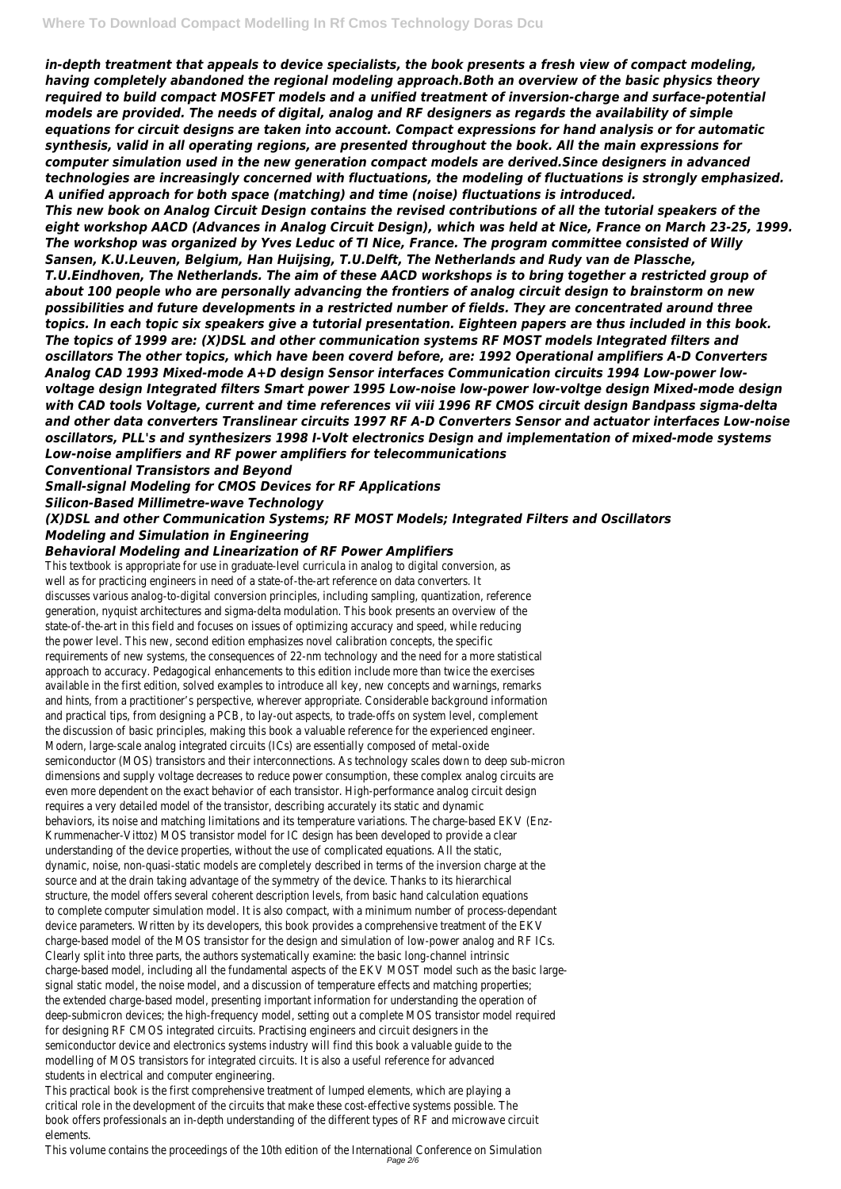*in-depth treatment that appeals to device specialists, the book presents a fresh view of compact modeling, having completely abandoned the regional modeling approach.Both an overview of the basic physics theory required to build compact MOSFET models and a unified treatment of inversion-charge and surface-potential models are provided. The needs of digital, analog and RF designers as regards the availability of simple equations for circuit designs are taken into account. Compact expressions for hand analysis or for automatic synthesis, valid in all operating regions, are presented throughout the book. All the main expressions for computer simulation used in the new generation compact models are derived.Since designers in advanced technologies are increasingly concerned with fluctuations, the modeling of fluctuations is strongly emphasized. A unified approach for both space (matching) and time (noise) fluctuations is introduced.*

*This new book on Analog Circuit Design contains the revised contributions of all the tutorial speakers of the eight workshop AACD (Advances in Analog Circuit Design), which was held at Nice, France on March 23-25, 1999. The workshop was organized by Yves Leduc of TI Nice, France. The program committee consisted of Willy Sansen, K.U.Leuven, Belgium, Han Huijsing, T.U.Delft, The Netherlands and Rudy van de Plassche, T.U.Eindhoven, The Netherlands. The aim of these AACD workshops is to bring together a restricted group of about 100 people who are personally advancing the frontiers of analog circuit design to brainstorm on new possibilities and future developments in a restricted number of fields. They are concentrated around three topics. In each topic six speakers give a tutorial presentation. Eighteen papers are thus included in this book. The topics of 1999 are: (X)DSL and other communication systems RF MOST models Integrated filters and oscillators The other topics, which have been coverd before, are: 1992 Operational amplifiers A-D Converters Analog CAD 1993 Mixed-mode A+D design Sensor interfaces Communication circuits 1994 Low-power low-voltage design Integrated filters Smart power 1995 Low-noise low-power low-voltge design Mixed-mode design with CAD tools Voltage, current and time references vii viii 1996 RF CMOS circuit design Bandpass sigma-delta and other data converters Translinear circuits 1997 RF A-D Converters Sensor and actuator interfaces Low-noise oscillators, PLL's and synthesizers 1998 I-Volt electronics Design and implementation of mixed-mode systems Low-noise amplifiers and RF power amplifiers for telecommunications*

***Conventional Transistors and Beyond***

***Small-signal Modeling for CMOS Devices for RF Applications***

***Silicon-Based Millimetre-wave Technology***

***(X)DSL and other Communication Systems; RF MOST Models; Integrated Filters and Oscillators***

***Modeling and Simulation in Engineering***

***Behavioral Modeling and Linearization of RF Power Amplifiers***

This textbook is appropriate for use in graduate-level curricula in analog to digital conversion, as well as for practicing engineers in need of a state-of-the-art reference on data converters. It discusses various analog-to-digital conversion principles, including sampling, quantization, reference generation, nyquist architectures and sigma-delta modulation. This book presents an overview of the state-of-the-art in this field and focuses on issues of optimizing accuracy and speed, while reducing the power level. This new, second edition emphasizes novel calibration concepts, the specific requirements of new systems, the consequences of 22-nm technology and the need for a more statistical approach to accuracy. Pedagogical enhancements to this edition include more than twice the exercises available in the first edition, solved examples to introduce all key, new concepts and warnings, remarks and hints, from a practitioner's perspective, wherever appropriate. Considerable background information and practical tips, from designing a PCB, to lay-out aspects, to trade-offs on system level, complement the discussion of basic principles, making this book a valuable reference for the experienced engineer.

Modern, large-scale analog integrated circuits (ICs) are essentially composed of metal-oxide semiconductor (MOS) transistors and their interconnections. As technology scales down to deep sub-micron dimensions and supply voltage decreases to reduce power consumption, these complex analog circuits are even more dependent on the exact behavior of each transistor. High-performance analog circuit design requires a very detailed model of the transistor, describing accurately its static and dynamic behaviors, its noise and matching limitations and its temperature variations. The charge-based EKV (Enz-Krummenacher-Vittoz) MOS transistor model for IC design has been developed to provide a clear understanding of the device properties, without the use of complicated equations. All the static, dynamic, noise, non-quasi-static models are completely described in terms of the inversion charge at the source and at the drain taking advantage of the symmetry of the device. Thanks to its hierarchical structure, the model offers several coherent description levels, from basic hand calculation equations to complete computer simulation model. It is also compact, with a minimum number of process-dependant device parameters. Written by its developers, this book provides a comprehensive treatment of the EKV charge-based model of the MOS transistor for the design and simulation of low-power analog and RF ICs. Clearly split into three parts, the authors systematically examine: the basic long-channel intrinsic charge-based model, including all the fundamental aspects of the EKV MOST model such as the basic large-signal static model, the noise model, and a discussion of temperature effects and matching properties; the extended charge-based model, presenting important information for understanding the operation of deep-submicron devices; the high-frequency model, setting out a complete MOS transistor model required for designing RF CMOS integrated circuits. Practising engineers and circuit designers in the semiconductor device and electronics systems industry will find this book a valuable guide to the modelling of MOS transistors for integrated circuits. It is also a useful reference for advanced students in electrical and computer engineering.

This practical book is the first comprehensive treatment of lumped elements, which are playing a critical role in the development of the circuits that make these cost-effective systems possible. The book offers professionals an in-depth understanding of the different types of RF and microwave circuit elements.

This volume contains the proceedings of the 10th edition of the International Conference on Simulation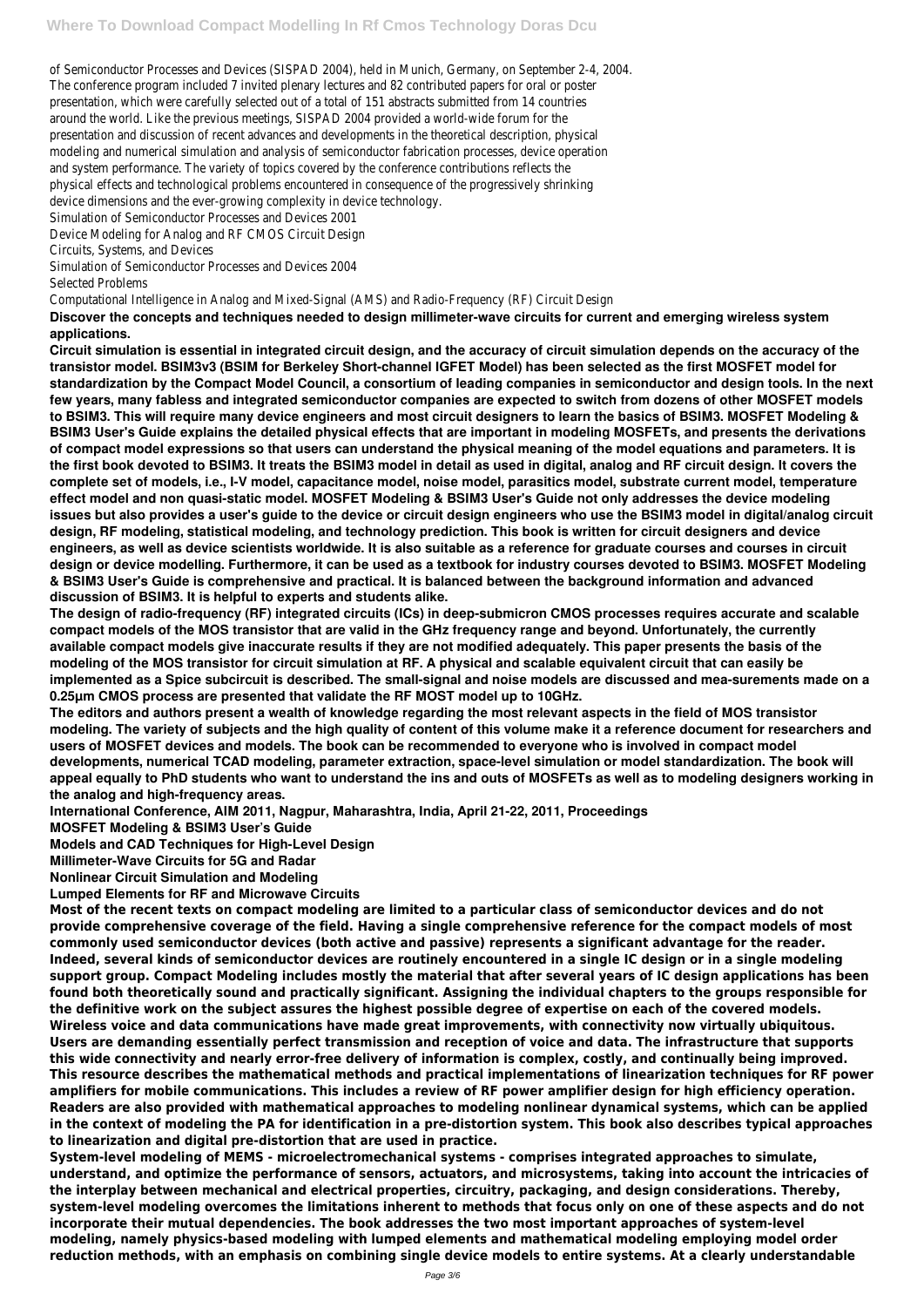of Semiconductor Processes and Devices (SISPAD 2004), held in Munich, Germany, on September 2-4, 2004. The conference program included 7 invited plenary lectures and 82 contributed papers for oral or poster presentation, which were carefully selected out of a total of 151 abstracts submitted from 14 countries around the world. Like the previous meetings, SISPAD 2004 provided a world-wide forum for the presentation and discussion of recent advances and developments in the theoretical description, physical modeling and numerical simulation and analysis of semiconductor fabrication processes, device operation and system performance. The variety of topics covered by the conference contributions reflects the physical effects and technological problems encountered in consequence of the progressively shrinking device dimensions and the ever-growing complexity in device technology.

Simulation of Semiconductor Processes and Devices 2001

Device Modeling for Analog and RF CMOS Circuit Design

Circuits, Systems, and Devices

Simulation of Semiconductor Processes and Devices 2004

Selected Problems

Computational Intelligence in Analog and Mixed-Signal (AMS) and Radio-Frequency (RF) Circuit Design

**Discover the concepts and techniques needed to design millimeter-wave circuits for current and emerging wireless system applications.**

**Circuit simulation is essential in integrated circuit design, and the accuracy of circuit simulation depends on the accuracy of the transistor model. BSIM3v3 (BSIM for Berkeley Short-channel IGFET Model) has been selected as the first MOSFET model for standardization by the Compact Model Council, a consortium of leading companies in semiconductor and design tools. In the next few years, many fabless and integrated semiconductor companies are expected to switch from dozens of other MOSFET models to BSIM3. This will require many device engineers and most circuit designers to learn the basics of BSIM3. MOSFET Modeling & BSIM3 User's Guide explains the detailed physical effects that are important in modeling MOSFETs, and presents the derivations of compact model expressions so that users can understand the physical meaning of the model equations and parameters. It is the first book devoted to BSIM3. It treats the BSIM3 model in detail as used in digital, analog and RF circuit design. It covers the complete set of models, i.e., I-V model, capacitance model, noise model, parasitics model, substrate current model, temperature effect model and non quasi-static model. MOSFET Modeling & BSIM3 User's Guide not only addresses the device modeling issues but also provides a user's guide to the device or circuit design engineers who use the BSIM3 model in digital/analog circuit design, RF modeling, statistical modeling, and technology prediction. This book is written for circuit designers and device engineers, as well as device scientists worldwide. It is also suitable as a reference for graduate courses and courses in circuit design or device modelling. Furthermore, it can be used as a textbook for industry courses devoted to BSIM3. MOSFET Modeling & BSIM3 User's Guide is comprehensive and practical. It is balanced between the background information and advanced discussion of BSIM3. It is helpful to experts and students alike.**

**The design of radio-frequency (RF) integrated circuits (ICs) in deep-submicron CMOS processes requires accurate and scalable compact models of the MOS transistor that are valid in the GHz frequency range and beyond. Unfortunately, the currently available compact models give inaccurate results if they are not modified adequately. This paper presents the basis of the modeling of the MOS transistor for circuit simulation at RF. A physical and scalable equivalent circuit that can easily be implemented as a Spice subcircuit is described. The small-signal and noise models are discussed and mea-surements made on a 0.25µm CMOS process are presented that validate the RF MOST model up to 10GHz.**

**The editors and authors present a wealth of knowledge regarding the most relevant aspects in the field of MOS transistor modeling. The variety of subjects and the high quality of content of this volume make it a reference document for researchers and users of MOSFET devices and models. The book can be recommended to everyone who is involved in compact model developments, numerical TCAD modeling, parameter extraction, space-level simulation or model standardization. The book will appeal equally to PhD students who want to understand the ins and outs of MOSFETs as well as to modeling designers working in the analog and high-frequency areas.**

**International Conference, AIM 2011, Nagpur, Maharashtra, India, April 21-22, 2011, Proceedings**

**MOSFET Modeling & BSIM3 User's Guide**

**Models and CAD Techniques for High-Level Design**

**Millimeter-Wave Circuits for 5G and Radar**

**Nonlinear Circuit Simulation and Modeling**

**Lumped Elements for RF and Microwave Circuits**

**Most of the recent texts on compact modeling are limited to a particular class of semiconductor devices and do not provide comprehensive coverage of the field. Having a single comprehensive reference for the compact models of most commonly used semiconductor devices (both active and passive) represents a significant advantage for the reader. Indeed, several kinds of semiconductor devices are routinely encountered in a single IC design or in a single modeling support group. Compact Modeling includes mostly the material that after several years of IC design applications has been found both theoretically sound and practically significant. Assigning the individual chapters to the groups responsible for the definitive work on the subject assures the highest possible degree of expertise on each of the covered models.**

**Wireless voice and data communications have made great improvements, with connectivity now virtually ubiquitous. Users are demanding essentially perfect transmission and reception of voice and data. The infrastructure that supports this wide connectivity and nearly error-free delivery of information is complex, costly, and continually being improved. This resource describes the mathematical methods and practical implementations of linearization techniques for RF power amplifiers for mobile communications. This includes a review of RF power amplifier design for high efficiency operation. Readers are also provided with mathematical approaches to modeling nonlinear dynamical systems, which can be applied in the context of modeling the PA for identification in a pre-distortion system. This book also describes typical approaches to linearization and digital pre-distortion that are used in practice.**

**System-level modeling of MEMS - microelectromechanical systems - comprises integrated approaches to simulate, understand, and optimize the performance of sensors, actuators, and microsystems, taking into account the intricacies of the interplay between mechanical and electrical properties, circuitry, packaging, and design considerations. Thereby, system-level modeling overcomes the limitations inherent to methods that focus only on one of these aspects and do not incorporate their mutual dependencies. The book addresses the two most important approaches of system-level modeling, namely physics-based modeling with lumped elements and mathematical modeling employing model order reduction methods, with an emphasis on combining single device models to entire systems. At a clearly understandable**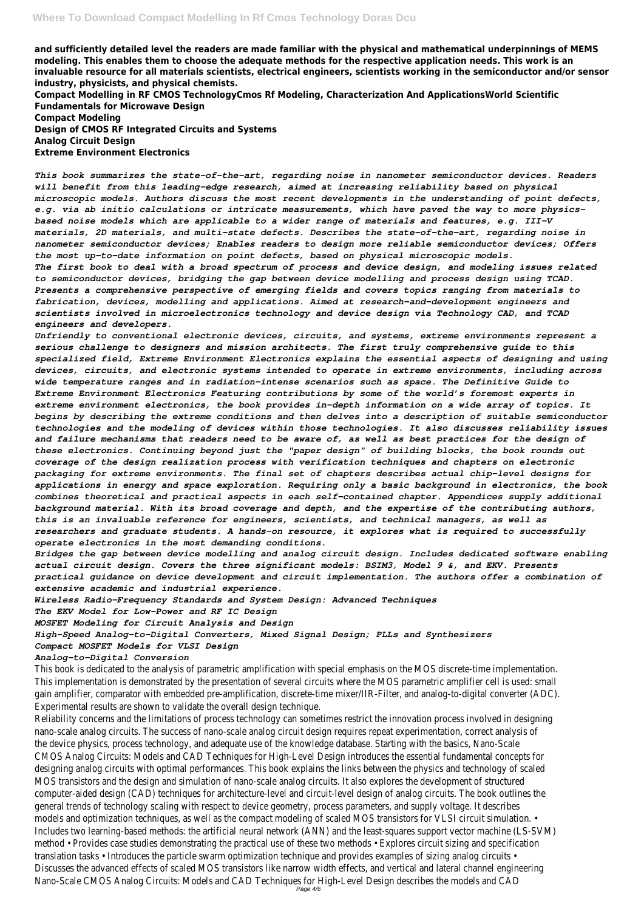**and sufficiently detailed level the readers are made familiar with the physical and mathematical underpinnings of MEMS modeling. This enables them to choose the adequate methods for the respective application needs. This work is an invaluable resource for all materials scientists, electrical engineers, scientists working in the semiconductor and/or sensor industry, physicists, and physical chemists.**

**Compact Modelling in RF CMOS TechnologyCmos Rf Modeling, Characterization And ApplicationsWorld Scientific**

**Fundamentals for Microwave Design**

**Compact Modeling**

**Design of CMOS RF Integrated Circuits and Systems**

**Analog Circuit Design**

**Extreme Environment Electronics**

***This book summarizes the state-of-the-art, regarding noise in nanometer semiconductor devices. Readers will benefit from this leading-edge research, aimed at increasing reliability based on physical microscopic models. Authors discuss the most recent developments in the understanding of point defects, e.g. via ab initio calculations or intricate measurements, which have paved the way to more physics-based noise models which are applicable to a wider range of materials and features, e.g. III-V materials, 2D materials, and multi-state defects. Describes the state-of-the-art, regarding noise in nanometer semiconductor devices; Enables readers to design more reliable semiconductor devices; Offers the most up-to-date information on point defects, based on physical microscopic models.***

***The first book to deal with a broad spectrum of process and device design, and modeling issues related to semiconductor devices, bridging the gap between device modelling and process design using TCAD. Presents a comprehensive perspective of emerging fields and covers topics ranging from materials to fabrication, devices, modelling and applications. Aimed at research-and-development engineers and scientists involved in microelectronics technology and device design via Technology CAD, and TCAD engineers and developers.***

***Unfriendly to conventional electronic devices, circuits, and systems, extreme environments represent a serious challenge to designers and mission architects. The first truly comprehensive guide to this specialized field, Extreme Environment Electronics explains the essential aspects of designing and using devices, circuits, and electronic systems intended to operate in extreme environments, including across wide temperature ranges and in radiation-intense scenarios such as space. The Definitive Guide to Extreme Environment Electronics Featuring contributions by some of the world's foremost experts in extreme environment electronics, the book provides in-depth information on a wide array of topics. It begins by describing the extreme conditions and then delves into a description of suitable semiconductor technologies and the modeling of devices within those technologies. It also discusses reliability issues and failure mechanisms that readers need to be aware of, as well as best practices for the design of these electronics. Continuing beyond just the "paper design" of building blocks, the book rounds out coverage of the design realization process with verification techniques and chapters on electronic packaging for extreme environments. The final set of chapters describes actual chip-level designs for applications in energy and space exploration. Requiring only a basic background in electronics, the book combines theoretical and practical aspects in each self-contained chapter. Appendices supply additional background material. With its broad coverage and depth, and the expertise of the contributing authors, this is an invaluable reference for engineers, scientists, and technical managers, as well as researchers and graduate students. A hands-on resource, it explores what is required to successfully operate electronics in the most demanding conditions.***

***Bridges the gap between device modelling and analog circuit design. Includes dedicated software enabling actual circuit design. Covers the three significant models: BSIM3, Model 9 &, and EKV. Presents practical guidance on device development and circuit implementation. The authors offer a combination of extensive academic and industrial experience.***

***Wireless Radio-Frequency Standards and System Design: Advanced Techniques***

***The EKV Model for Low-Power and RF IC Design***

***MOSFET Modeling for Circuit Analysis and Design***

***High-Speed Analog-to-Digital Converters, Mixed Signal Design; PLLs and Synthesizers***

***Compact MOSFET Models for VLSI Design***

***Analog-to-Digital Conversion***

This book is dedicated to the analysis of parametric amplification with special emphasis on the MOS discrete-time implementation. This implementation is demonstrated by the presentation of several circuits where the MOS parametric amplifier cell is used: small gain amplifier, comparator with embedded pre-amplification, discrete-time mixer/IIR-Filter, and analog-to-digital converter (ADC). Experimental results are shown to validate the overall design technique.

Reliability concerns and the limitations of process technology can sometimes restrict the innovation process involved in designing nano-scale analog circuits. The success of nano-scale analog circuit design requires repeat experimentation, correct analysis of the device physics, process technology, and adequate use of the knowledge database. Starting with the basics, Nano-Scale CMOS Analog Circuits: Models and CAD Techniques for High-Level Design introduces the essential fundamental concepts for designing analog circuits with optimal performances. This book explains the links between the physics and technology of scaled MOS transistors and the design and simulation of nano-scale analog circuits. It also explores the development of structured computer-aided design (CAD) techniques for architecture-level and circuit-level design of analog circuits. The book outlines the general trends of technology scaling with respect to device geometry, process parameters, and supply voltage. It describes models and optimization techniques, as well as the compact modeling of scaled MOS transistors for VLSI circuit simulation. • Includes two learning-based methods: the artificial neural network (ANN) and the least-squares support vector machine (LS-SVM) method • Provides case studies demonstrating the practical use of these two methods • Explores circuit sizing and specification translation tasks • Introduces the particle swarm optimization technique and provides examples of sizing analog circuits • Discusses the advanced effects of scaled MOS transistors like narrow width effects, and vertical and lateral channel engineering Nano-Scale CMOS Analog Circuits: Models and CAD Techniques for High-Level Design describes the models and CAD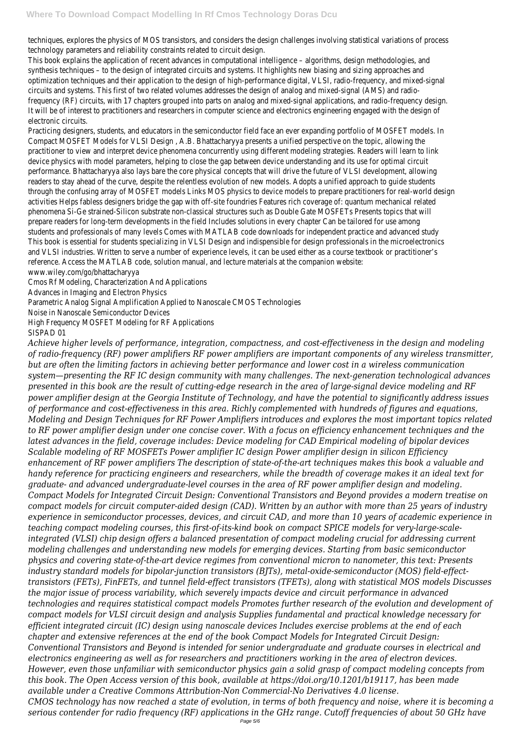techniques, explores the physics of MOS transistors, and considers the design challenges involving statistical variations of process technology parameters and reliability constraints related to circuit design.

This book explains the application of recent advances in computational intelligence – algorithms, design methodologies, and synthesis techniques – to the design of integrated circuits and systems. It highlights new biasing and sizing approaches and optimization techniques and their application to the design of high-performance digital, VLSI, radio-frequency, and mixed-signal circuits and systems. This first of two related volumes addresses the design of analog and mixed-signal (AMS) and radio-frequency (RF) circuits, with 17 chapters grouped into parts on analog and mixed-signal applications, and radio-frequency design. It will be of interest to practitioners and researchers in computer science and electronics engineering engaged with the design of electronic circuits.

Practicing designers, students, and educators in the semiconductor field face an ever expanding portfolio of MOSFET models. In Compact MOSFET Models for VLSI Design , A.B. Bhattacharyya presents a unified perspective on the topic, allowing the practitioner to view and interpret device phenomena concurrently using different modeling strategies. Readers will learn to link device physics with model parameters, helping to close the gap between device understanding and its use for optimal circuit performance. Bhattacharyya also lays bare the core physical concepts that will drive the future of VLSI development, allowing readers to stay ahead of the curve, despite the relentless evolution of new models. Adopts a unified approach to guide students through the confusing array of MOSFET models Links MOS physics to device models to prepare practitioners for real-world design activities Helps fabless designers bridge the gap with off-site foundries Features rich coverage of: quantum mechanical related phenomena Si-Ge strained-Silicon substrate non-classical structures such as Double Gate MOSFETs Presents topics that will prepare readers for long-term developments in the field Includes solutions in every chapter Can be tailored for use among students and professionals of many levels Comes with MATLAB code downloads for independent practice and advanced study This book is essential for students specializing in VLSI Design and indispensible for design professionals in the microelectronics and VLSI industries. Written to serve a number of experience levels, it can be used either as a course textbook or practitioner's reference. Access the MATLAB code, solution manual, and lecture materials at the companion website: www.wiley.com/go/bhattacharyya

Cmos Rf Modeling, Characterization And Applications

Advances in Imaging and Electron Physics

Parametric Analog Signal Amplification Applied to Nanoscale CMOS Technologies

Noise in Nanoscale Semiconductor Devices

High Frequency MOSFET Modeling for RF Applications

SISPAD 01

*Achieve higher levels of performance, integration, compactness, and cost-effectiveness in the design and modeling of radio-frequency (RF) power amplifiers RF power amplifiers are important components of any wireless transmitter, but are often the limiting factors in achieving better performance and lower cost in a wireless communication system—presenting the RF IC design community with many challenges. The next-generation technological advances presented in this book are the result of cutting-edge research in the area of large-signal device modeling and RF power amplifier design at the Georgia Institute of Technology, and have the potential to significantly address issues of performance and cost-effectiveness in this area. Richly complemented with hundreds of figures and equations, Modeling and Design Techniques for RF Power Amplifiers introduces and explores the most important topics related to RF power amplifier design under one concise cover. With a focus on efficiency enhancement techniques and the latest advances in the field, coverage includes: Device modeling for CAD Empirical modeling of bipolar devices Scalable modeling of RF MOSFETs Power amplifier IC design Power amplifier design in silicon Efficiency enhancement of RF power amplifiers The description of state-of-the-art techniques makes this book a valuable and handy reference for practicing engineers and researchers, while the breadth of coverage makes it an ideal text for graduate- and advanced undergraduate-level courses in the area of RF power amplifier design and modeling.*

*Compact Models for Integrated Circuit Design: Conventional Transistors and Beyond provides a modern treatise on compact models for circuit computer-aided design (CAD). Written by an author with more than 25 years of industry experience in semiconductor processes, devices, and circuit CAD, and more than 10 years of academic experience in teaching compact modeling courses, this first-of-its-kind book on compact SPICE models for very-large-scale-integrated (VLSI) chip design offers a balanced presentation of compact modeling crucial for addressing current modeling challenges and understanding new models for emerging devices. Starting from basic semiconductor physics and covering state-of-the-art device regimes from conventional micron to nanometer, this text: Presents industry standard models for bipolar-junction transistors (BJTs), metal-oxide-semiconductor (MOS) field-effect-transistors (FETs), FinFETs, and tunnel field-effect transistors (TFETs), along with statistical MOS models Discusses the major issue of process variability, which severely impacts device and circuit performance in advanced technologies and requires statistical compact models Promotes further research of the evolution and development of compact models for VLSI circuit design and analysis Supplies fundamental and practical knowledge necessary for efficient integrated circuit (IC) design using nanoscale devices Includes exercise problems at the end of each chapter and extensive references at the end of the book Compact Models for Integrated Circuit Design: Conventional Transistors and Beyond is intended for senior undergraduate and graduate courses in electrical and electronics engineering as well as for researchers and practitioners working in the area of electron devices. However, even those unfamiliar with semiconductor physics gain a solid grasp of compact modeling concepts from this book. The Open Access version of this book, available at https://doi.org/10.1201/b19117, has been made available under a Creative Commons Attribution-Non Commercial-No Derivatives 4.0 license.*

*CMOS technology has now reached a state of evolution, in terms of both frequency and noise, where it is becoming a serious contender for radio frequency (RF) applications in the GHz range. Cutoff frequencies of about 50 GHz have*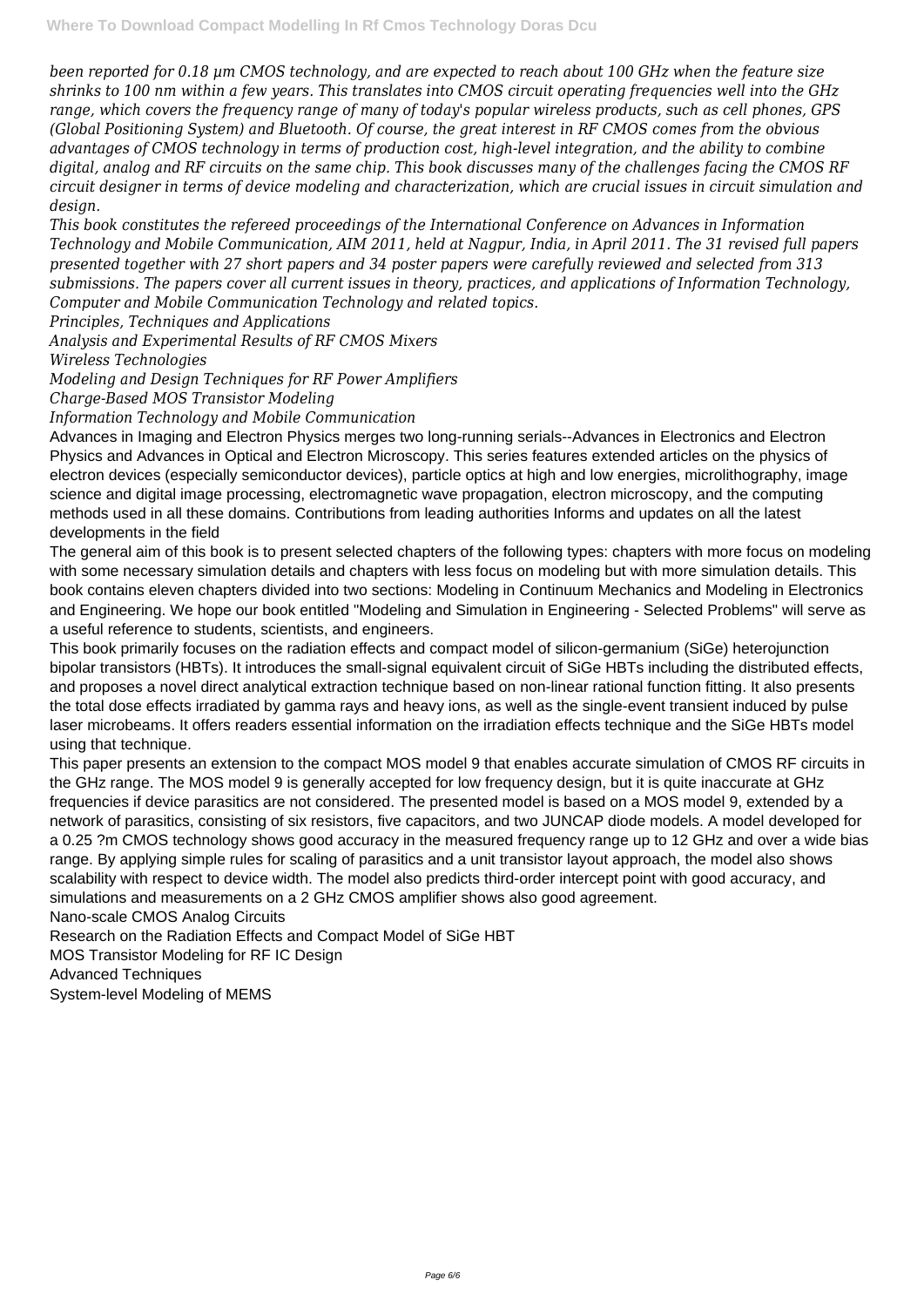*been reported for 0.18 µm CMOS technology, and are expected to reach about 100 GHz when the feature size shrinks to 100 nm within a few years. This translates into CMOS circuit operating frequencies well into the GHz range, which covers the frequency range of many of today's popular wireless products, such as cell phones, GPS (Global Positioning System) and Bluetooth. Of course, the great interest in RF CMOS comes from the obvious advantages of CMOS technology in terms of production cost, high-level integration, and the ability to combine digital, analog and RF circuits on the same chip. This book discusses many of the challenges facing the CMOS RF circuit designer in terms of device modeling and characterization, which are crucial issues in circuit simulation and design.*

*This book constitutes the refereed proceedings of the International Conference on Advances in Information Technology and Mobile Communication, AIM 2011, held at Nagpur, India, in April 2011. The 31 revised full papers presented together with 27 short papers and 34 poster papers were carefully reviewed and selected from 313 submissions. The papers cover all current issues in theory, practices, and applications of Information Technology, Computer and Mobile Communication Technology and related topics.*

*Principles, Techniques and Applications*

*Analysis and Experimental Results of RF CMOS Mixers*

*Wireless Technologies*

*Modeling and Design Techniques for RF Power Amplifiers*

*Charge-Based MOS Transistor Modeling*

*Information Technology and Mobile Communication*

Advances in Imaging and Electron Physics merges two long-running serials--Advances in Electronics and Electron Physics and Advances in Optical and Electron Microscopy. This series features extended articles on the physics of electron devices (especially semiconductor devices), particle optics at high and low energies, microlithography, image science and digital image processing, electromagnetic wave propagation, electron microscopy, and the computing methods used in all these domains. Contributions from leading authorities Informs and updates on all the latest developments in the field

The general aim of this book is to present selected chapters of the following types: chapters with more focus on modeling with some necessary simulation details and chapters with less focus on modeling but with more simulation details. This book contains eleven chapters divided into two sections: Modeling in Continuum Mechanics and Modeling in Electronics and Engineering. We hope our book entitled "Modeling and Simulation in Engineering - Selected Problems" will serve as a useful reference to students, scientists, and engineers.

This book primarily focuses on the radiation effects and compact model of silicon-germanium (SiGe) heterojunction bipolar transistors (HBTs). It introduces the small-signal equivalent circuit of SiGe HBTs including the distributed effects, and proposes a novel direct analytical extraction technique based on non-linear rational function fitting. It also presents the total dose effects irradiated by gamma rays and heavy ions, as well as the single-event transient induced by pulse laser microbeams. It offers readers essential information on the irradiation effects technique and the SiGe HBTs model using that technique.

This paper presents an extension to the compact MOS model 9 that enables accurate simulation of CMOS RF circuits in the GHz range. The MOS model 9 is generally accepted for low frequency design, but it is quite inaccurate at GHz frequencies if device parasitics are not considered. The presented model is based on a MOS model 9, extended by a network of parasitics, consisting of six resistors, five capacitors, and two JUNCAP diode models. A model developed for a 0.25 ?m CMOS technology shows good accuracy in the measured frequency range up to 12 GHz and over a wide bias range. By applying simple rules for scaling of parasitics and a unit transistor layout approach, the model also shows scalability with respect to device width. The model also predicts third-order intercept point with good accuracy, and simulations and measurements on a 2 GHz CMOS amplifier shows also good agreement.

Nano-scale CMOS Analog Circuits

Research on the Radiation Effects and Compact Model of SiGe HBT

MOS Transistor Modeling for RF IC Design

Advanced Techniques

System-level Modeling of MEMS